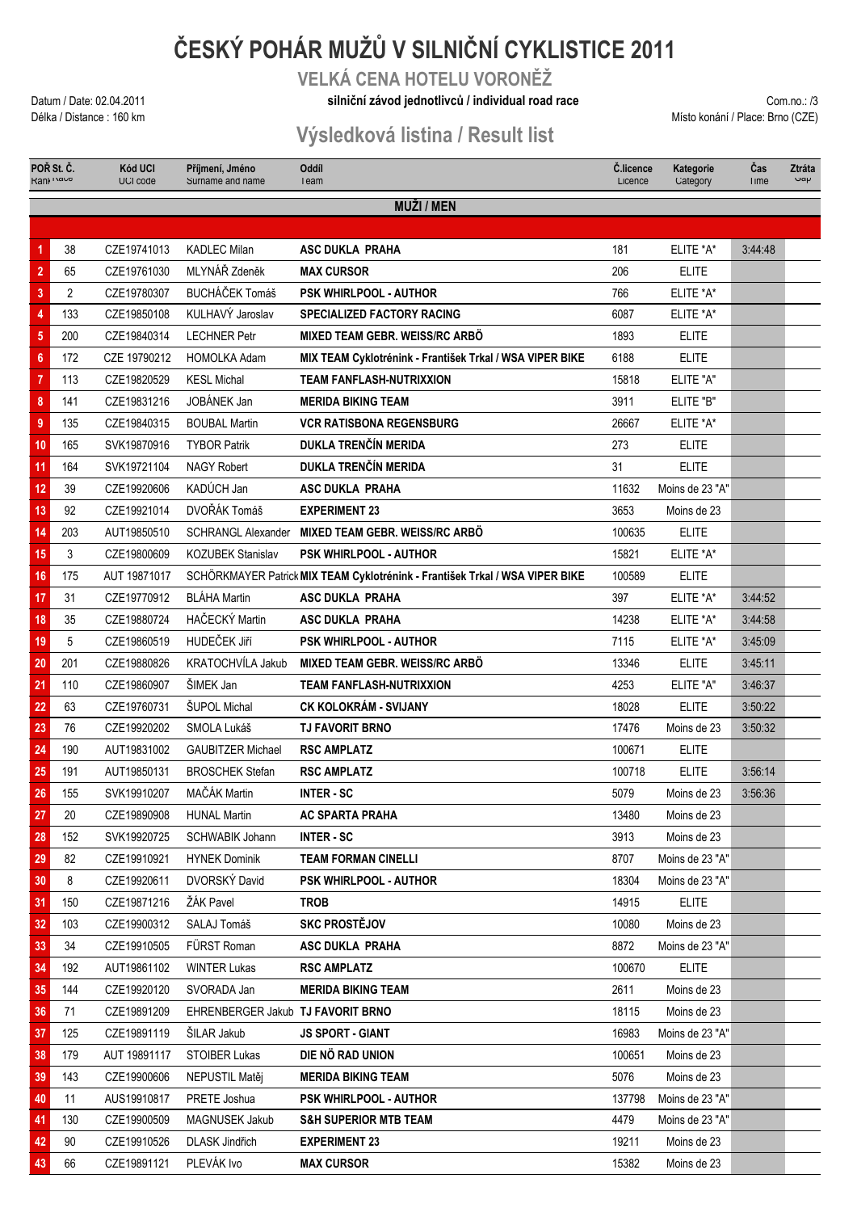# ČESKÝ POHÁR MUŽŮ V SILNIČNÍ CYKLISTICE 2011

## VELKÁ CENA HOTELU VORONĚŽ

Datum / Date: 02.04.2011

Délka / Distance : 160 km

**silniční závod jednotlivců / individual road race**

Com.no.: /3

Místo konání / Place: Brno (CZE)

## Výsledková listina / Result list

| POŘ Rank | St. Č. Race | Kód UCI UCI code | Příjmení, Jméno Surname and name | Oddíl Team | Č.licence Licence | Kategorie Category | Čas Time | Ztráta Gap |
|---|---|---|---|---|---|---|---|---|
| | | | | **MUŽI / MEN** | | | | |
| 1 | 38 | CZE19741013 | KADLEC Milan | **ASC DUKLA PRAHA** | 181 | ELITE *A* | 3:44:48 | |
| 2 | 65 | CZE19761030 | MLYNÁŘ Zdeněk | **MAX CURSOR** | 206 | ELITE | | |
| 3 | 2 | CZE19780307 | BUCHÁČEK Tomáš | **PSK WHIRLPOOL - AUTHOR** | 766 | ELITE *A* | | |
| 4 | 133 | CZE19850108 | KULHAVÝ Jaroslav | **SPECIALIZED FACTORY RACING** | 6087 | ELITE *A* | | |
| 5 | 200 | CZE19840314 | LECHNER Petr | **MIXED TEAM GEBR. WEISS/RC ARBÖ** | 1893 | ELITE | | |
| 6 | 172 | CZE 19790212 | HOMOLKA Adam | **MIX TEAM Cyklotrénink - František Trkal / WSA VIPER BIKE** | 6188 | ELITE | | |
| 7 | 113 | CZE19820529 | KESL Michal | **TEAM FANFLASH-NUTRIXXION** | 15818 | ELITE "A" | | |
| 8 | 141 | CZE19831216 | JOBÁNEK Jan | **MERIDA BIKING TEAM** | 3911 | ELITE "B" | | |
| 9 | 135 | CZE19840315 | BOUBAL Martin | **VCR RATISBONA REGENSBURG** | 26667 | ELITE *A* | | |
| 10 | 165 | SVK19870916 | TYBOR Patrik | **DUKLA TRENČÍN MERIDA** | 273 | ELITE | | |
| 11 | 164 | SVK19721104 | NAGY Robert | **DUKLA TRENČÍN MERIDA** | 31 | ELITE | | |
| 12 | 39 | CZE19920606 | KADŮCH Jan | **ASC DUKLA PRAHA** | 11632 | Moins de 23 "A" | | |
| 13 | 92 | CZE19921014 | DVOŘÁK Tomáš | **EXPERIMENT 23** | 3653 | Moins de 23 | | |
| 14 | 203 | AUT19850510 | SCHRANGL Alexander | **MIXED TEAM GEBR. WEISS/RC ARBÖ** | 100635 | ELITE | | |
| 15 | 3 | CZE19800609 | KOZUBEK Stanislav | **PSK WHIRLPOOL - AUTHOR** | 15821 | ELITE *A* | | |
| 16 | 175 | AUT 19871017 | SCHÖRKMAYER Patrick | **MIX TEAM Cyklotrénink - František Trkal / WSA VIPER BIKE** | 100589 | ELITE | | |
| 17 | 31 | CZE19770912 | BLÁHA Martin | **ASC DUKLA PRAHA** | 397 | ELITE *A* | 3:44:52 | |
| 18 | 35 | CZE19880724 | HAČECKÝ Martin | **ASC DUKLA PRAHA** | 14238 | ELITE *A* | 3:44:58 | |
| 19 | 5 | CZE19860519 | HUDEČEK Jiří | **PSK WHIRLPOOL - AUTHOR** | 7115 | ELITE *A* | 3:45:09 | |
| 20 | 201 | CZE19880826 | KRATOCHVÍLA Jakub | **MIXED TEAM GEBR. WEISS/RC ARBÖ** | 13346 | ELITE | 3:45:11 | |
| 21 | 110 | CZE19860907 | ŠIMEK Jan | **TEAM FANFLASH-NUTRIXXION** | 4253 | ELITE "A" | 3:46:37 | |
| 22 | 63 | CZE19760731 | ŠUPOL Michal | **CK KOLOKRÁM - SVIJANY** | 18028 | ELITE | 3:50:22 | |
| 23 | 76 | CZE19920202 | SMOLA Lukáš | **TJ FAVORIT BRNO** | 17476 | Moins de 23 | 3:50:32 | |
| 24 | 190 | AUT19831002 | GAUBITZER Michael | **RSC AMPLATZ** | 100671 | ELITE | | |
| 25 | 191 | AUT19850131 | BROSCHEK Stefan | **RSC AMPLATZ** | 100718 | ELITE | 3:56:14 | |
| 26 | 155 | SVK19910207 | MAČÁK Martin | **INTER - SC** | 5079 | Moins de 23 | 3:56:36 | |
| 27 | 20 | CZE19890908 | HUNAL Martin | **AC SPARTA PRAHA** | 13480 | Moins de 23 | | |
| 28 | 152 | SVK19920725 | SCHWABIK Johann | **INTER - SC** | 3913 | Moins de 23 | | |
| 29 | 82 | CZE19910921 | HYNEK Dominik | **TEAM FORMAN CINELLI** | 8707 | Moins de 23 "A" | | |
| 30 | 8 | CZE19920611 | DVORSKÝ David | **PSK WHIRLPOOL - AUTHOR** | 18304 | Moins de 23 "A" | | |
| 31 | 150 | CZE19871216 | ŽÁK Pavel | **TROB** | 14915 | ELITE | | |
| 32 | 103 | CZE19900312 | SALAJ Tomáš | **SKC PROSTĚJOV** | 10080 | Moins de 23 | | |
| 33 | 34 | CZE19910505 | FÜRST Roman | **ASC DUKLA PRAHA** | 8872 | Moins de 23 "A" | | |
| 34 | 192 | AUT19861102 | WINTER Lukas | **RSC AMPLATZ** | 100670 | ELITE | | |
| 35 | 144 | CZE19920120 | SVORADA Jan | **MERIDA BIKING TEAM** | 2611 | Moins de 23 | | |
| 36 | 71 | CZE19891209 | EHRENBERGER Jakub | **TJ FAVORIT BRNO** | 18115 | Moins de 23 | | |
| 37 | 125 | CZE19891119 | ŠILAR Jakub | **JS SPORT - GIANT** | 16983 | Moins de 23 "A" | | |
| 38 | 179 | AUT 19891117 | STOIBER Lukas | **DIE NÖ RAD UNION** | 100651 | Moins de 23 | | |
| 39 | 143 | CZE19900606 | NEPUSTIL Matěj | **MERIDA BIKING TEAM** | 5076 | Moins de 23 | | |
| 40 | 11 | AUS19910817 | PRETE Joshua | **PSK WHIRLPOOL - AUTHOR** | 137798 | Moins de 23 "A" | | |
| 41 | 130 | CZE19900509 | MAGNUSEK Jakub | **S&H SUPERIOR MTB TEAM** | 4479 | Moins de 23 "A" | | |
| 42 | 90 | CZE19910526 | DLASK Jindřich | **EXPERIMENT 23** | 19211 | Moins de 23 | | |
| 43 | 66 | CZE19891121 | PLEVÁK Ivo | **MAX CURSOR** | 15382 | Moins de 23 | | |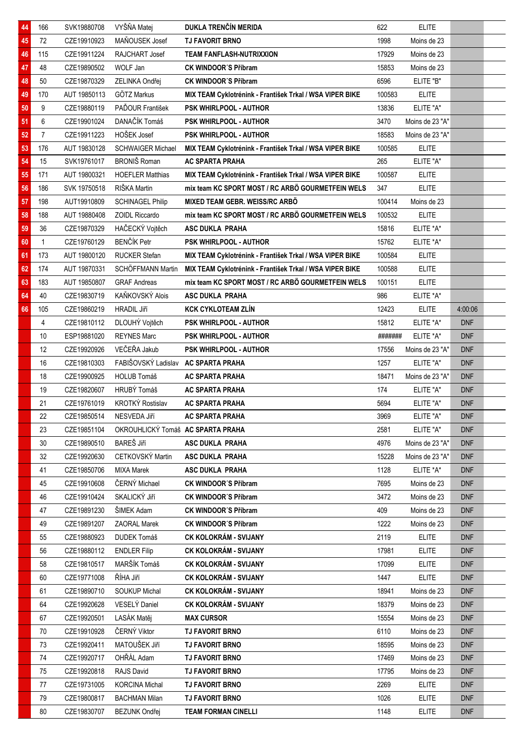| | | | | | | | |
|---|---|---|---|---|---|---|---|
| 44 | 166 | SVK19880708 | VYŠŇA Matej | DUKLA TRENČÍN MERIDA | 622 | ELITE | |
| 45 | 72 | CZE19910923 | MAŇOUSEK Josef | TJ FAVORIT BRNO | 1998 | Moins de 23 | |
| 46 | 115 | CZE19911224 | RAJCHART Josef | TEAM FANFLASH-NUTRIXXION | 17929 | Moins de 23 | |
| 47 | 48 | CZE19890502 | WOLF Jan | CK WINDOOR´S Příbram | 15853 | Moins de 23 | |
| 48 | 50 | CZE19870329 | ZELINKA Ondřej | CK WINDOOR´S Příbram | 6596 | ELITE "B" | |
| 49 | 170 | AUT 19850113 | GÖTZ Markus | MIX TEAM Cyklotrénink - František Trkal / WSA VIPER BIKE | 100583 | ELITE | |
| 50 | 9 | CZE19880119 | PAĎOUR František | PSK WHIRLPOOL - AUTHOR | 13836 | ELITE "A" | |
| 51 | 6 | CZE19901024 | DANAČÍK Tomáš | PSK WHIRLPOOL - AUTHOR | 3470 | Moins de 23 "A" | |
| 52 | 7 | CZE19911223 | HOŠEK Josef | PSK WHIRLPOOL - AUTHOR | 18583 | Moins de 23 "A" | |
| 53 | 176 | AUT 19830128 | SCHWAIGER Michael | MIX TEAM Cyklotrénink - František Trkal / WSA VIPER BIKE | 100585 | ELITE | |
| 54 | 15 | SVK19761017 | BRONIŠ Roman | AC SPARTA PRAHA | 265 | ELITE "A" | |
| 55 | 171 | AUT 19800321 | HOEFLER Matthias | MIX TEAM Cyklotrénink - František Trkal / WSA VIPER BIKE | 100587 | ELITE | |
| 56 | 186 | SVK 19750518 | RIŠKA Martin | mix team KC SPORT MOST / RC ARBÖ GOURMETFEIN WELS | 347 | ELITE | |
| 57 | 198 | AUT19910809 | SCHINAGEL Philip | MIXED TEAM GEBR. WEISS/RC ARBÖ | 100414 | Moins de 23 | |
| 58 | 188 | AUT 19880408 | ZOIDL Riccardo | mix team KC SPORT MOST / RC ARBÖ GOURMETFEIN WELS | 100532 | ELITE | |
| 59 | 36 | CZE19870329 | HAČECKÝ Vojtěch | ASC DUKLA PRAHA | 15816 | ELITE *A* | |
| 60 | 1 | CZE19760129 | BENČÍK Petr | PSK WHIRLPOOL - AUTHOR | 15762 | ELITE *A* | |
| 61 | 173 | AUT 19800120 | RUCKER Stefan | MIX TEAM Cyklotrénink - František Trkal / WSA VIPER BIKE | 100584 | ELITE | |
| 62 | 174 | AUT 19870331 | SCHÖFFMANN Martin | MIX TEAM Cyklotrénink - František Trkal / WSA VIPER BIKE | 100588 | ELITE | |
| 63 | 183 | AUT 19850807 | GRAF Andreas | mix team KC SPORT MOST / RC ARBÖ GOURMETFEIN WELS | 100151 | ELITE | |
| 64 | 40 | CZE19830719 | KAŇKOVSKÝ Alois | ASC DUKLA PRAHA | 986 | ELITE *A* | |
| 66 | 105 | CZE19860219 | HRADIL Jiří | KCK CYKLOTEAM ZLÍN | 12423 | ELITE | 4:00:06 |
| | 4 | CZE19810112 | DLOUHÝ Vojtěch | PSK WHIRLPOOL - AUTHOR | 15812 | ELITE *A* | DNF |
| | 10 | ESP19881020 | REYNES Marc | PSK WHIRLPOOL - AUTHOR | ####### | ELITE *A* | DNF |
| | 12 | CZE19920926 | VEČEŘA Jakub | PSK WHIRLPOOL - AUTHOR | 17556 | Moins de 23 "A" | DNF |
| | 16 | CZE19810303 | FABIŠOVSKÝ Ladislav | AC SPARTA PRAHA | 1257 | ELITE "A" | DNF |
| | 18 | CZE19900925 | HOLUB Tomáš | AC SPARTA PRAHA | 18471 | Moins de 23 "A" | DNF |
| | 19 | CZE19820607 | HRUBÝ Tomáš | AC SPARTA PRAHA | 174 | ELITE "A" | DNF |
| | 21 | CZE19761019 | KROTKÝ Rostislav | AC SPARTA PRAHA | 5694 | ELITE "A" | DNF |
| | 22 | CZE19850514 | NESVEDA Jiří | AC SPARTA PRAHA | 3969 | ELITE "A" | DNF |
| | 23 | CZE19851104 | OKROUHLICKÝ Tomáš | AC SPARTA PRAHA | 2581 | ELITE "A" | DNF |
| | 30 | CZE19890510 | BAREŠ Jiří | ASC DUKLA PRAHA | 4976 | Moins de 23 "A" | DNF |
| | 32 | CZE19920630 | CETKOVSKÝ Martin | ASC DUKLA PRAHA | 15228 | Moins de 23 "A" | DNF |
| | 41 | CZE19850706 | MIXA Marek | ASC DUKLA PRAHA | 1128 | ELITE *A* | DNF |
| | 45 | CZE19910608 | ČERNÝ Michael | CK WINDOOR´S Příbram | 7695 | Moins de 23 | DNF |
| | 46 | CZE19910424 | SKALICKÝ Jiří | CK WINDOOR´S Příbram | 3472 | Moins de 23 | DNF |
| | 47 | CZE19891230 | ŠIMEK Adam | CK WINDOOR´S Příbram | 409 | Moins de 23 | DNF |
| | 49 | CZE19891207 | ZAORAL Marek | CK WINDOOR´S Příbram | 1222 | Moins de 23 | DNF |
| | 55 | CZE19880923 | DUDEK Tomáš | CK KOLOKRÁM - SVIJANY | 2119 | ELITE | DNF |
| | 56 | CZE19880112 | ENDLER Filip | CK KOLOKRÁM - SVIJANY | 17981 | ELITE | DNF |
| | 58 | CZE19810517 | MARŠÍK Tomáš | CK KOLOKRÁM - SVIJANY | 17099 | ELITE | DNF |
| | 60 | CZE19771008 | ŘÍHA Jiří | CK KOLOKRÁM - SVIJANY | 1447 | ELITE | DNF |
| | 61 | CZE19890710 | SOUKUP Michal | CK KOLOKRÁM - SVIJANY | 18941 | Moins de 23 | DNF |
| | 64 | CZE19920628 | VESELÝ Daniel | CK KOLOKRÁM - SVIJANY | 18379 | Moins de 23 | DNF |
| | 67 | CZE19920501 | LASÁK Matěj | MAX CURSOR | 15554 | Moins de 23 | DNF |
| | 70 | CZE19910928 | ČERNÝ Viktor | TJ FAVORIT BRNO | 6110 | Moins de 23 | DNF |
| | 73 | CZE19920411 | MATOUŠEK Jiří | TJ FAVORIT BRNO | 18595 | Moins de 23 | DNF |
| | 74 | CZE19920717 | OHŘÁL Adam | TJ FAVORIT BRNO | 17469 | Moins de 23 | DNF |
| | 75 | CZE19920818 | RAJS David | TJ FAVORIT BRNO | 17795 | Moins de 23 | DNF |
| | 77 | CZE19731005 | KORCINA Michal | TJ FAVORIT BRNO | 2269 | ELITE | DNF |
| | 79 | CZE19800817 | BACHMAN Milan | TJ FAVORIT BRNO | 1026 | ELITE | DNF |
| | 80 | CZE19830707 | BEZUNK Ondřej | TEAM FORMAN CINELLI | 1148 | ELITE | DNF |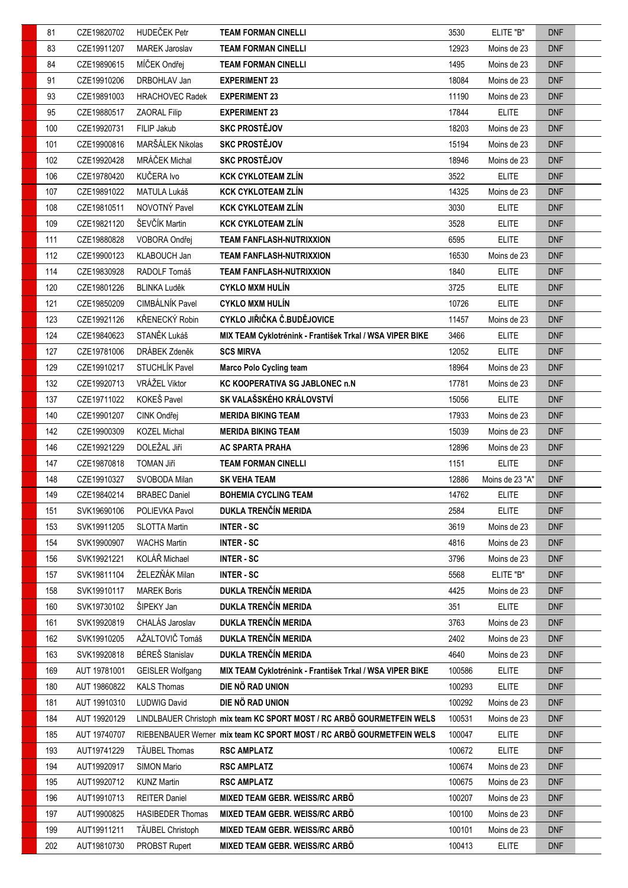| 81 | CZE19820702 | HUDEČEK Petr | **TEAM FORMAN CINELLI** | 3530 | ELITE "B" | DNF |
|---|---|---|---|---|---|---|
| 83 | CZE19911207 | MAREK Jaroslav | **TEAM FORMAN CINELLI** | 12923 | Moins de 23 | DNF |
| 84 | CZE19890615 | MÍČEK Ondřej | **TEAM FORMAN CINELLI** | 1495 | Moins de 23 | DNF |
| 91 | CZE19910206 | DRBOHLAV Jan | **EXPERIMENT 23** | 18084 | Moins de 23 | DNF |
| 93 | CZE19891003 | HRACHOVEC Radek | **EXPERIMENT 23** | 11190 | Moins de 23 | DNF |
| 95 | CZE19880517 | ZAORAL Filip | **EXPERIMENT 23** | 17844 | ELITE | DNF |
| 100 | CZE19920731 | FILIP Jakub | **SKC PROSTĚJOV** | 18203 | Moins de 23 | DNF |
| 101 | CZE19900816 | MARŠÁLEK Nikolas | **SKC PROSTĚJOV** | 15194 | Moins de 23 | DNF |
| 102 | CZE19920428 | MRÁČEK Michal | **SKC PROSTĚJOV** | 18946 | Moins de 23 | DNF |
| 106 | CZE19780420 | KUČERA Ivo | **KCK CYKLOTEAM ZLÍN** | 3522 | ELITE | DNF |
| 107 | CZE19891022 | MATULA Lukáš | **KCK CYKLOTEAM ZLÍN** | 14325 | Moins de 23 | DNF |
| 108 | CZE19810511 | NOVOTNÝ Pavel | **KCK CYKLOTEAM ZLÍN** | 3030 | ELITE | DNF |
| 109 | CZE19821120 | ŠEVČÍK Martin | **KCK CYKLOTEAM ZLÍN** | 3528 | ELITE | DNF |
| 111 | CZE19880828 | VOBORA Ondřej | **TEAM FANFLASH-NUTRIXXION** | 6595 | ELITE | DNF |
| 112 | CZE19900123 | KLABOUCH Jan | **TEAM FANFLASH-NUTRIXXION** | 16530 | Moins de 23 | DNF |
| 114 | CZE19830928 | RADOLF Tomáš | **TEAM FANFLASH-NUTRIXXION** | 1840 | ELITE | DNF |
| 120 | CZE19801226 | BLINKA Luděk | **CYKLO MXM HULÍN** | 3725 | ELITE | DNF |
| 121 | CZE19850209 | CIMBÁLNÍK Pavel | **CYKLO MXM HULÍN** | 10726 | ELITE | DNF |
| 123 | CZE19921126 | KŘENECKÝ Robin | **CYKLO JIŘIČKA Č.BUDĚJOVICE** | 11457 | Moins de 23 | DNF |
| 124 | CZE19840623 | STANĚK Lukáš | **MIX TEAM Cyklotrénink - František Trkal / WSA VIPER BIKE** | 3466 | ELITE | DNF |
| 127 | CZE19781006 | DRÁBEK Zdeněk | **SCS MIRVA** | 12052 | ELITE | DNF |
| 129 | CZE19910217 | STUCHLÍK Pavel | **Marco Polo Cycling team** | 18964 | Moins de 23 | DNF |
| 132 | CZE19920713 | VRÁŽEL Viktor | **KC KOOPERATIVA SG JABLONEC n.N** | 17781 | Moins de 23 | DNF |
| 137 | CZE19711022 | KOKEŠ Pavel | **SK VALAŠSKÉHO KRÁLOVSTVÍ** | 15056 | ELITE | DNF |
| 140 | CZE19901207 | CINK Ondřej | **MERIDA BIKING TEAM** | 17933 | Moins de 23 | DNF |
| 142 | CZE19900309 | KOZEL Michal | **MERIDA BIKING TEAM** | 15039 | Moins de 23 | DNF |
| 146 | CZE19921229 | DOLEŽAL Jiří | **AC SPARTA PRAHA** | 12896 | Moins de 23 | DNF |
| 147 | CZE19870818 | TOMAN Jiří | **TEAM FORMAN CINELLI** | 1151 | ELITE | DNF |
| 148 | CZE19910327 | SVOBODA Milan | **SK VEHA TEAM** | 12886 | Moins de 23 "A" | DNF |
| 149 | CZE19840214 | BRABEC Daniel | **BOHEMIA CYCLING TEAM** | 14762 | ELITE | DNF |
| 151 | SVK19690106 | POLIEVKA Pavol | **DUKLA TRENČÍN MERIDA** | 2584 | ELITE | DNF |
| 153 | SVK19911205 | SLOTTA Martin | **INTER - SC** | 3619 | Moins de 23 | DNF |
| 154 | SVK19900907 | WACHS Martin | **INTER - SC** | 4816 | Moins de 23 | DNF |
| 156 | SVK19921221 | KOLÁŘ Michael | **INTER - SC** | 3796 | Moins de 23 | DNF |
| 157 | SVK19811104 | ŽELEZŇÁK Milan | **INTER - SC** | 5568 | ELITE "B" | DNF |
| 158 | SVK19910117 | MAREK Boris | **DUKLA TRENČÍN MERIDA** | 4425 | Moins de 23 | DNF |
| 160 | SVK19730102 | ŠIPEKY Jan | **DUKLA TRENČÍN MERIDA** | 351 | ELITE | DNF |
| 161 | SVK19920819 | CHALÁS Jaroslav | **DUKLA TRENČÍN MERIDA** | 3763 | Moins de 23 | DNF |
| 162 | SVK19910205 | AŽALTOVIČ Tomáš | **DUKLA TRENČÍN MERIDA** | 2402 | Moins de 23 | DNF |
| 163 | SVK19920818 | BÉREŠ Stanislav | **DUKLA TRENČÍN MERIDA** | 4640 | Moins de 23 | DNF |
| 169 | AUT 19781001 | GEISLER Wolfgang | **MIX TEAM Cyklotrénink - František Trkal / WSA VIPER BIKE** | 100586 | ELITE | DNF |
| 180 | AUT 19860822 | KALS Thomas | **DIE NÖ RAD UNION** | 100293 | ELITE | DNF |
| 181 | AUT 19910310 | LUDWIG David | **DIE NÖ RAD UNION** | 100292 | Moins de 23 | DNF |
| 184 | AUT 19920129 | LINDLBAUER Christoph | **mix team KC SPORT MOST / RC ARBÖ GOURMETFEIN WELS** | 100531 | Moins de 23 | DNF |
| 185 | AUT 19740707 | RIEBENBAUER Werner | **mix team KC SPORT MOST / RC ARBÖ GOURMETFEIN WELS** | 100047 | ELITE | DNF |
| 193 | AUT19741229 | TÄUBEL Thomas | **RSC AMPLATZ** | 100672 | ELITE | DNF |
| 194 | AUT19920917 | SIMON Mario | **RSC AMPLATZ** | 100674 | Moins de 23 | DNF |
| 195 | AUT19920712 | KUNZ Martin | **RSC AMPLATZ** | 100675 | Moins de 23 | DNF |
| 196 | AUT19910713 | REITER Daniel | **MIXED TEAM GEBR. WEISS/RC ARBÖ** | 100207 | Moins de 23 | DNF |
| 197 | AUT19900825 | HASIBEDER Thomas | **MIXED TEAM GEBR. WEISS/RC ARBÖ** | 100100 | Moins de 23 | DNF |
| 199 | AUT19911211 | TÄUBEL Christoph | **MIXED TEAM GEBR. WEISS/RC ARBÖ** | 100101 | Moins de 23 | DNF |
| 202 | AUT19810730 | PROBST Rupert | **MIXED TEAM GEBR. WEISS/RC ARBÖ** | 100413 | ELITE | DNF |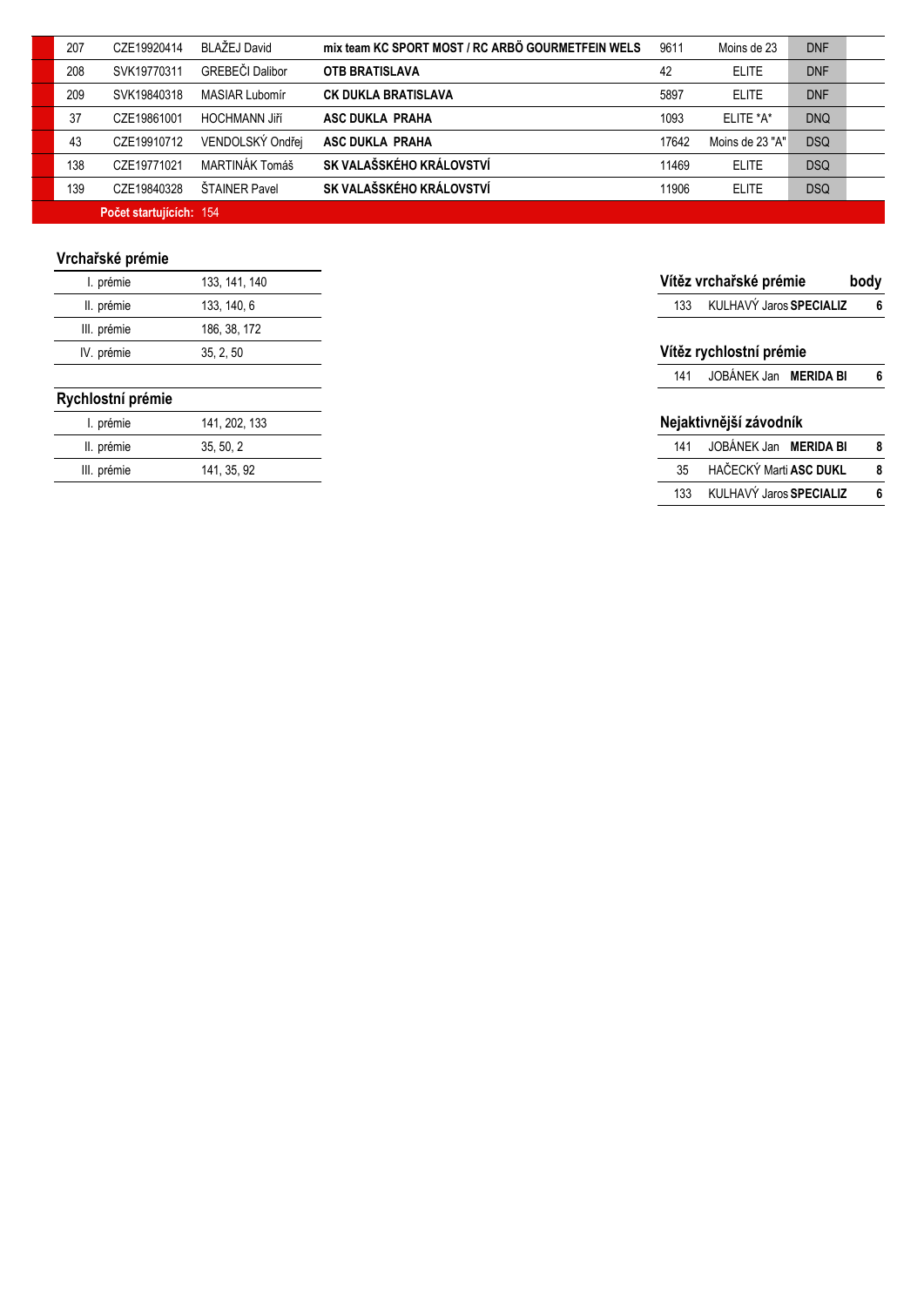| | | | | | | |
|---|---|---|---|---|---|---|
| 207 | CZE19920414 | BLAŽEJ David | **mix team KC SPORT MOST / RC ARBÖ GOURMETFEIN WELS** | 9611 | Moins de 23 | DNF |
| 208 | SVK19770311 | GREBEČI Dalibor | **OTB BRATISLAVA** | 42 | ELITE | DNF |
| 209 | SVK19840318 | MASIAR Lubomír | **CK DUKLA BRATISLAVA** | 5897 | ELITE | DNF |
| 37 | CZE19861001 | HOCHMANN Jiří | **ASC DUKLA PRAHA** | 1093 | ELITE *A* | DNQ |
| 43 | CZE19910712 | VENDOLSKÝ Ondřej | **ASC DUKLA PRAHA** | 17642 | Moins de 23 "A" | DSQ |
| 138 | CZE19771021 | MARTINÁK Tomáš | **SK VALAŠSKÉHO KRÁLOVSTVÍ** | 11469 | ELITE | DSQ |
| 139 | CZE19840328 | ŠTAINER Pavel | **SK VALAŠSKÉHO KRÁLOVSTVÍ** | 11906 | ELITE | DSQ |

**Počet startujících:** 154

## Vrchařské prémie

| | |
|---|---|
| I. prémie | 133, 141, 140 |
| II. prémie | 133, 140, 6 |
| III. prémie | 186, 38, 172 |
| IV. prémie | 35, 2, 50 |

## Rychlostní prémie

| | |
|---|---|
| I. prémie | 141, 202, 133 |
| II. prémie | 35, 50, 2 |
| III. prémie | 141, 35, 92 |

## Vítěz vrchařské prémie

| | | | body |
|---|---|---|---|
| 133 | KULHAVÝ Jaros | **SPECIALIZ** | 6 |

## Vítěz rychlostní prémie

| | | | |
|---|---|---|---|
| 141 | JOBÁNEK Jan | **MERIDA BI** | 6 |

## Nejaktivnější závodník

| | | | |
|---|---|---|---|
| 141 | JOBÁNEK Jan | **MERIDA BI** | 8 |
| 35 | HAČECKÝ Marti | **ASC DUKL** | 8 |
| 133 | KULHAVÝ Jaros | **SPECIALIZ** | 6 |